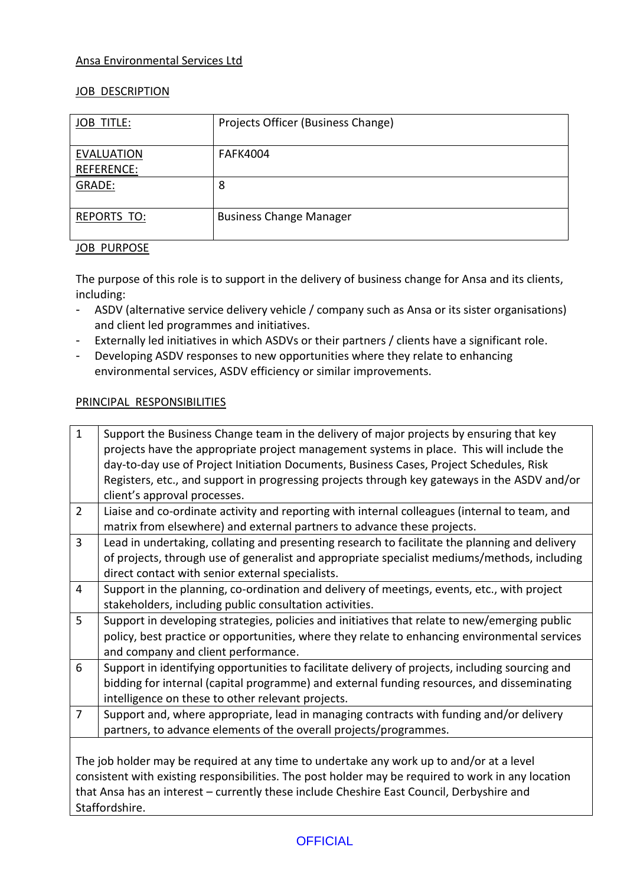Ansa Environmental Services Ltd

JOB DESCRIPTION

| JOB TITLE: | Projects Officer (Business Change) |
|---|---|
| EVALUATION REFERENCE: | FAFK4004 |
| GRADE: | 8 |
| REPORTS TO: | Business Change Manager |

JOB PURPOSE

The purpose of this role is to support in the delivery of business change for Ansa and its clients, including:

- ASDV (alternative service delivery vehicle / company such as Ansa or its sister organisations) and client led programmes and initiatives.
- Externally led initiatives in which ASDVs or their partners / clients have a significant role.
- Developing ASDV responses to new opportunities where they relate to enhancing environmental services, ASDV efficiency or similar improvements.

PRINCIPAL RESPONSIBILITIES

| | |
|---|---|
| 1 | Support the Business Change team in the delivery of major projects by ensuring that key projects have the appropriate project management systems in place. This will include the day-to-day use of Project Initiation Documents, Business Cases, Project Schedules, Risk Registers, etc., and support in progressing projects through key gateways in the ASDV and/or client's approval processes. |
| 2 | Liaise and co-ordinate activity and reporting with internal colleagues (internal to team, and matrix from elsewhere) and external partners to advance these projects. |
| 3 | Lead in undertaking, collating and presenting research to facilitate the planning and delivery of projects, through use of generalist and appropriate specialist mediums/methods, including direct contact with senior external specialists. |
| 4 | Support in the planning, co-ordination and delivery of meetings, events, etc., with project stakeholders, including public consultation activities. |
| 5 | Support in developing strategies, policies and initiatives that relate to new/emerging public policy, best practice or opportunities, where they relate to enhancing environmental services and company and client performance. |
| 6 | Support in identifying opportunities to facilitate delivery of projects, including sourcing and bidding for internal (capital programme) and external funding resources, and disseminating intelligence on these to other relevant projects. |
| 7 | Support and, where appropriate, lead in managing contracts with funding and/or delivery partners, to advance elements of the overall projects/programmes. |

The job holder may be required at any time to undertake any work up to and/or at a level consistent with existing responsibilities. The post holder may be required to work in any location that Ansa has an interest – currently these include Cheshire East Council, Derbyshire and Staffordshire.

OFFICIAL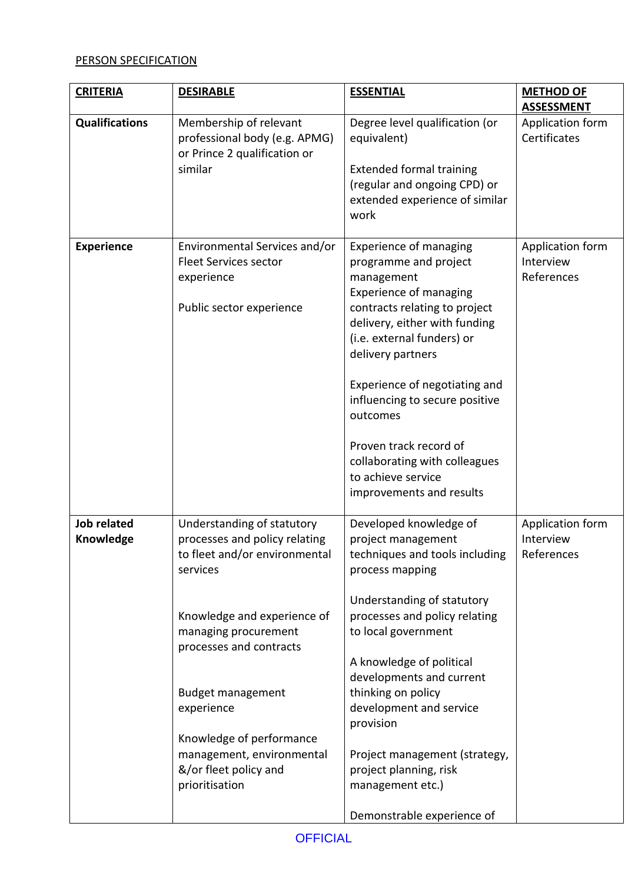PERSON SPECIFICATION

| **CRITERIA** | **DESIRABLE** | **ESSENTIAL** | **METHOD OF ASSESSMENT** |
|---|---|---|---|
| **Qualifications** | Membership of relevant professional body (e.g. APMG) or Prince 2 qualification or similar | Degree level qualification (or equivalent)<br><br>Extended formal training (regular and ongoing CPD) or extended experience of similar work | Application form<br>Certificates |
| **Experience** | Environmental Services and/or Fleet Services sector experience<br><br>Public sector experience | Experience of managing programme and project management<br>Experience of managing contracts relating to project delivery, either with funding (i.e. external funders) or delivery partners<br><br>Experience of negotiating and influencing to secure positive outcomes<br><br>Proven track record of collaborating with colleagues to achieve service improvements and results | Application form<br>Interview<br>References |
| **Job related Knowledge** | Understanding of statutory processes and policy relating to fleet and/or environmental services<br><br>Knowledge and experience of managing procurement processes and contracts<br><br>Budget management experience<br><br>Knowledge of performance management, environmental &/or fleet policy and prioritisation | Developed knowledge of project management techniques and tools including process mapping<br><br>Understanding of statutory processes and policy relating to local government<br><br>A knowledge of political developments and current thinking on policy development and service provision<br><br>Project management (strategy, project planning, risk management etc.)<br><br>Demonstrable experience of | Application form<br>Interview<br>References |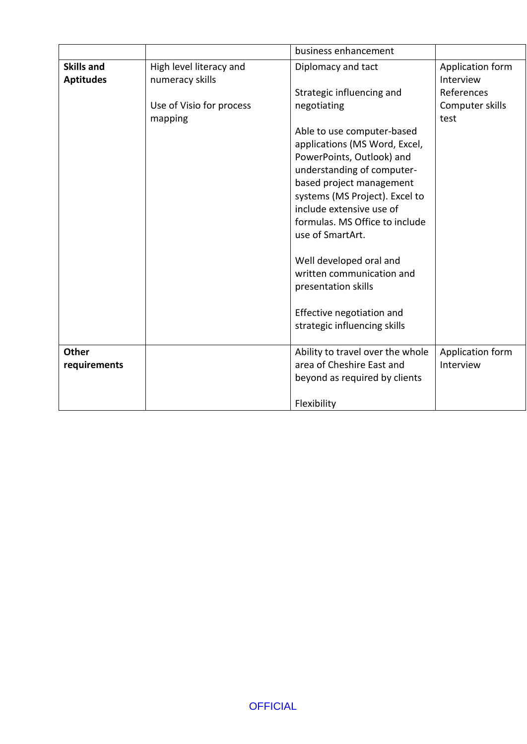| | | | |
|---|---|---|---|
| | | business enhancement | |
| **Skills and Aptitudes** | High level literacy and numeracy skills<br><br>Use of Visio for process mapping | Diplomacy and tact<br><br>Strategic influencing and negotiating<br><br>Able to use computer-based applications (MS Word, Excel, PowerPoints, Outlook) and understanding of computer-based project management systems (MS Project). Excel to include extensive use of formulas. MS Office to include use of SmartArt.<br><br>Well developed oral and written communication and presentation skills<br><br>Effective negotiation and strategic influencing skills | Application form<br>Interview<br>References<br>Computer skills test |
| **Other requirements** | | Ability to travel over the whole area of Cheshire East and beyond as required by clients<br><br>Flexibility | Application form<br>Interview |

OFFICIAL